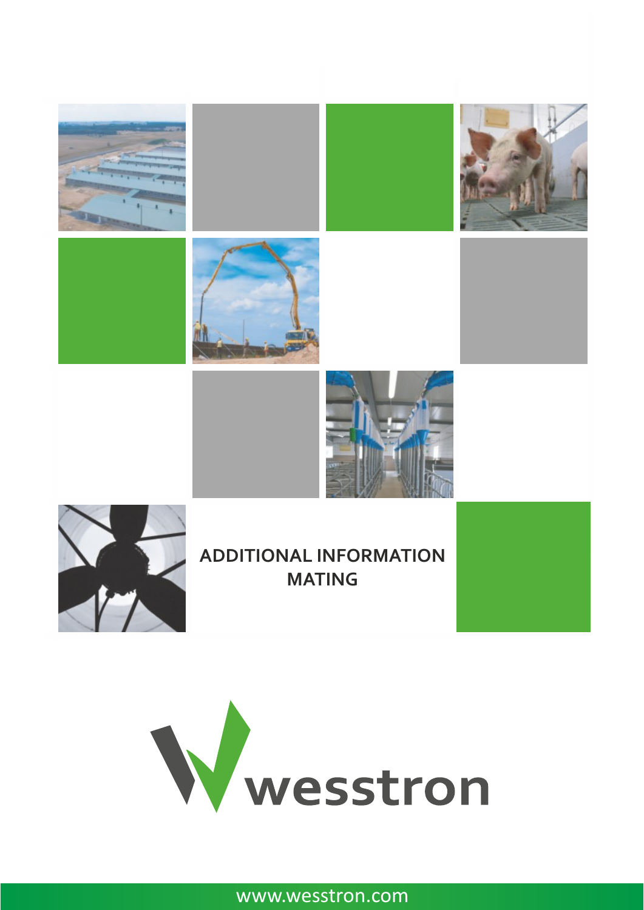# ADDITIONAL INFORMATION
# MATING

westron

www.wesstron.com

# ADDITIONAL INFORMATION
# MATING

wesstron

www.wesstron.com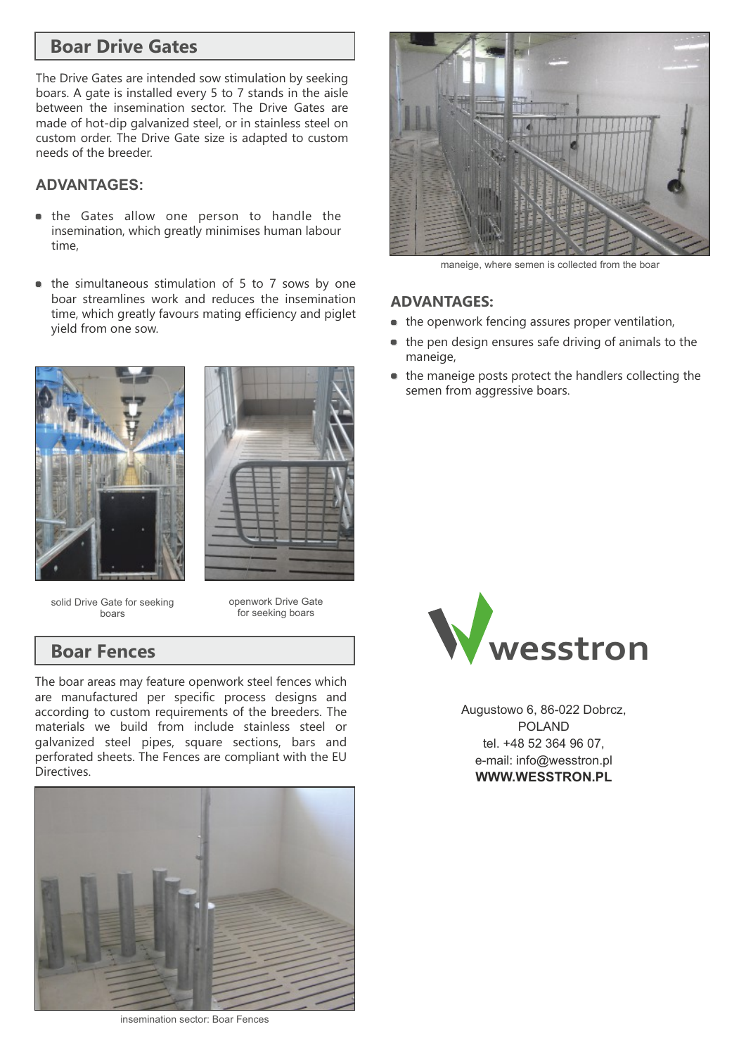## Boar Drive Gates

The Drive Gates are intended sow stimulation by seeking boars. A gate is installed every 5 to 7 stands in the aisle between the insemination sector. The Drive Gates are made of hot-dip galvanized steel, or in stainless steel on custom order. The Drive Gate size is adapted to custom needs of the breeder.

### ADVANTAGES:

- the Gates allow one person to handle the insemination, which greatly minimises human labour time,
- the simultaneous stimulation of 5 to 7 sows by one boar streamlines work and reduces the insemination time, which greatly favours mating efficiency and piglet yield from one sow.

solid Drive Gate for seeking boars

openwork Drive Gate for seeking boars

## Boar Fences

The boar areas may feature openwork steel fences which are manufactured per specific process designs and according to custom requirements of the breeders. The materials we build from include stainless steel or galvanized steel pipes, square sections, bars and perforated sheets. The Fences are compliant with the EU Directives.

insemination sector: Boar Fences

maneige, where semen is collected from the boar

### ADVANTAGES:

- the openwork fencing assures proper ventilation,
- the pen design ensures safe driving of animals to the maneige,
- the maneige posts protect the handlers collecting the semen from aggressive boars.

wesstron

Augustowo 6, 86-022 Dobrcz,
POLAND
tel. +48 52 364 96 07,
e-mail: info@wesstron.pl
**WWW.WESSTRON.PL**